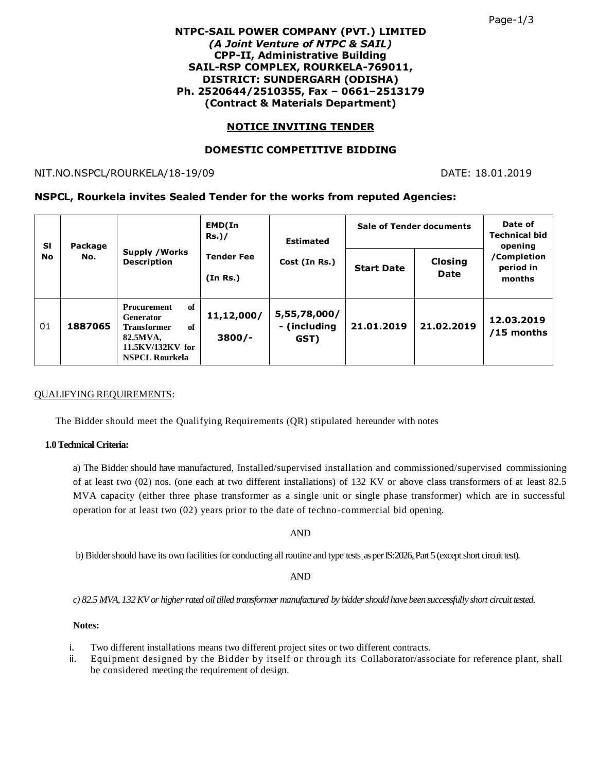**NTPC-SAIL POWER COMPANY (PVT.) LIMITED**
***(A Joint Venture of NTPC & SAIL)***
**CPP-II, Administrative Building**
**SAIL-RSP COMPLEX, ROURKELA-769011,**
**DISTRICT: SUNDERGARH (ODISHA)**
**Ph. 2520644/2510355, Fax – 0661–2513179**
**(Contract & Materials Department)**

## NOTICE INVITING TENDER

## DOMESTIC COMPETITIVE BIDDING

NIT.NO.NSPCL/ROURKELA/18-19/09 DATE: 18.01.2019

**NSPCL, Rourkela invites Sealed Tender for the works from reputed Agencies:**

| Sl No | Package No. | Supply /Works Description | EMD(In Rs.)/ Tender Fee (In Rs.) | Estimated Cost (In Rs.) | Sale of Tender documents | | Date of Technical bid opening /Completion period in months |
|---|---|---|---|---|---|---|---|
| | | | | | Start Date | Closing Date | |
| 01 | **1887065** | **Procurement of Generator Transformer of 82.5MVA, 11.5KV/132KV for NSPCL Rourkela** | **11,12,000/ 3800/-** | **5,55,78,000/ - (including GST)** | **21.01.2019** | **21.02.2019** | **12.03.2019 /15 months** |

QUALIFYING REQUIREMENTS:

The Bidder should meet the Qualifying Requirements (QR) stipulated hereunder with notes

**1.0 Technical Criteria:**

a) The Bidder should have manufactured, Installed/supervised installation and commissioned/supervised commissioning of at least two (02) nos. (one each at two different installations) of 132 KV or above class transformers of at least 82.5 MVA capacity (either three phase transformer as a single unit or single phase transformer) which are in successful operation for at least two (02) years prior to the date of techno-commercial bid opening.

AND

b) Bidder should have its own facilities for conducting all routine and type tests as per IS:2026, Part 5 (except short circuit test).

AND

*c) 82.5 MVA, 132 KV or higher rated oil tilled transformer manufactured by bidder should have been successfully short circuit tested.*

**Notes:**

i. Two different installations means two different project sites or two different contracts.
ii. Equipment designed by the Bidder by itself or through its Collaborator/associate for reference plant, shall be considered meeting the requirement of design.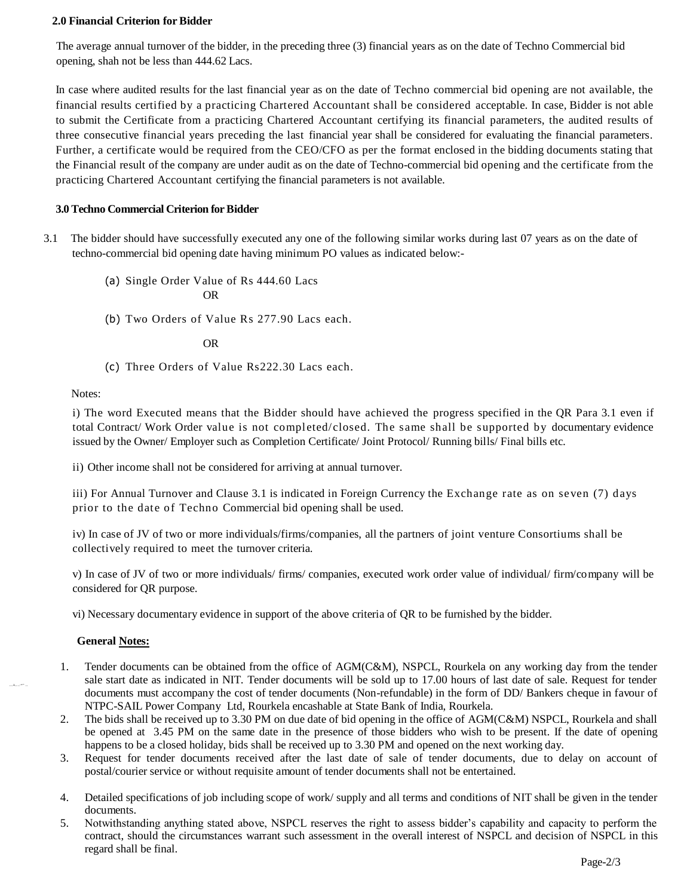**2.0 Financial Criterion for Bidder**

The average annual turnover of the bidder, in the preceding three (3) financial years as on the date of Techno Commercial bid opening, shah not be less than 444.62 Lacs.

In case where audited results for the last financial year as on the date of Techno commercial bid opening are not available, the financial results certified by a practicing Chartered Accountant shall be considered acceptable. In case, Bidder is not able to submit the Certificate from a practicing Chartered Accountant certifying its financial parameters, the audited results of three consecutive financial years preceding the last financial year shall be considered for evaluating the financial parameters. Further, a certificate would be required from the CEO/CFO as per the format enclosed in the bidding documents stating that the Financial result of the company are under audit as on the date of Techno-commercial bid opening and the certificate from the practicing Chartered Accountant certifying the financial parameters is not available.

**3.0 Techno Commercial Criterion for Bidder**

3.1 The bidder should have successfully executed any one of the following similar works during last 07 years as on the date of techno-commercial bid opening date having minimum PO values as indicated below:-

(a) Single Order Value of Rs 444.60 Lacs

OR

(b) Two Orders of Value Rs 277.90 Lacs each.

OR

(c) Three Orders of Value Rs222.30 Lacs each.

Notes:

i) The word Executed means that the Bidder should have achieved the progress specified in the QR Para 3.1 even if total Contract/ Work Order value is not completed/closed. The same shall be supported by documentary evidence issued by the Owner/ Employer such as Completion Certificate/ Joint Protocol/ Running bills/ Final bills etc.

ii) Other income shall not be considered for arriving at annual turnover.

iii) For Annual Turnover and Clause 3.1 is indicated in Foreign Currency the Exchange rate as on seven (7) days prior to the date of Techno Commercial bid opening shall be used.

iv) In case of JV of two or more individuals/firms/companies, all the partners of joint venture Consortiums shall be collectively required to meet the turnover criteria.

v) In case of JV of two or more individuals/ firms/ companies, executed work order value of individual/ firm/company will be considered for QR purpose.

vi) Necessary documentary evidence in support of the above criteria of QR to be furnished by the bidder.

**General Notes:**

1. Tender documents can be obtained from the office of AGM(C&M), NSPCL, Rourkela on any working day from the tender sale start date as indicated in NIT. Tender documents will be sold up to 17.00 hours of last date of sale. Request for tender documents must accompany the cost of tender documents (Non-refundable) in the form of DD/ Bankers cheque in favour of NTPC-SAIL Power Company Ltd, Rourkela encashable at State Bank of India, Rourkela.
2. The bids shall be received up to 3.30 PM on due date of bid opening in the office of AGM(C&M) NSPCL, Rourkela and shall be opened at 3.45 PM on the same date in the presence of those bidders who wish to be present. If the date of opening happens to be a closed holiday, bids shall be received up to 3.30 PM and opened on the next working day.
3. Request for tender documents received after the last date of sale of tender documents, due to delay on account of postal/courier service or without requisite amount of tender documents shall not be entertained.
4. Detailed specifications of job including scope of work/ supply and all terms and conditions of NIT shall be given in the tender documents.
5. Notwithstanding anything stated above, NSPCL reserves the right to assess bidder's capability and capacity to perform the contract, should the circumstances warrant such assessment in the overall interest of NSPCL and decision of NSPCL in this regard shall be final.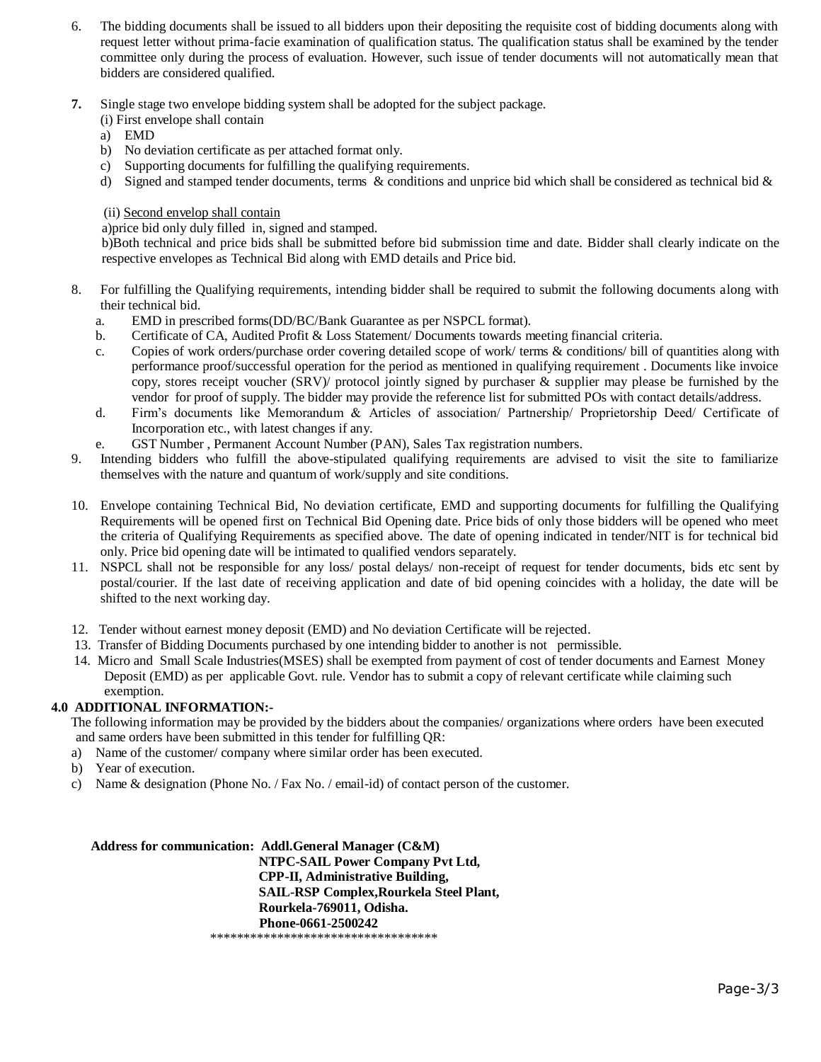6. The bidding documents shall be issued to all bidders upon their depositing the requisite cost of bidding documents along with request letter without prima-facie examination of qualification status. The qualification status shall be examined by the tender committee only during the process of evaluation. However, such issue of tender documents will not automatically mean that bidders are considered qualified.

7. Single stage two envelope bidding system shall be adopted for the subject package.

   (i) First envelope shall contain

   a) EMD
   b) No deviation certificate as per attached format only.
   c) Supporting documents for fulfilling the qualifying requirements.
   d) Signed and stamped tender documents, terms & conditions and unprice bid which shall be considered as technical bid &

   (ii) Second envelop shall contain

   a)price bid only duly filled in, signed and stamped.

   b)Both technical and price bids shall be submitted before bid submission time and date. Bidder shall clearly indicate on the respective envelopes as Technical Bid along with EMD details and Price bid.

8. For fulfilling the Qualifying requirements, intending bidder shall be required to submit the following documents along with their technical bid.

   a. EMD in prescribed forms(DD/BC/Bank Guarantee as per NSPCL format).
   b. Certificate of CA, Audited Profit & Loss Statement/ Documents towards meeting financial criteria.
   c. Copies of work orders/purchase order covering detailed scope of work/ terms & conditions/ bill of quantities along with performance proof/successful operation for the period as mentioned in qualifying requirement . Documents like invoice copy, stores receipt voucher (SRV)/ protocol jointly signed by purchaser & supplier may please be furnished by the vendor for proof of supply. The bidder may provide the reference list for submitted POs with contact details/address.
   d. Firm's documents like Memorandum & Articles of association/ Partnership/ Proprietorship Deed/ Certificate of Incorporation etc., with latest changes if any.
   e. GST Number , Permanent Account Number (PAN), Sales Tax registration numbers.

9. Intending bidders who fulfill the above-stipulated qualifying requirements are advised to visit the site to familiarize themselves with the nature and quantum of work/supply and site conditions.

10. Envelope containing Technical Bid, No deviation certificate, EMD and supporting documents for fulfilling the Qualifying Requirements will be opened first on Technical Bid Opening date. Price bids of only those bidders will be opened who meet the criteria of Qualifying Requirements as specified above. The date of opening indicated in tender/NIT is for technical bid only. Price bid opening date will be intimated to qualified vendors separately.

11. NSPCL shall not be responsible for any loss/ postal delays/ non-receipt of request for tender documents, bids etc sent by postal/courier. If the last date of receiving application and date of bid opening coincides with a holiday, the date will be shifted to the next working day.

12. Tender without earnest money deposit (EMD) and No deviation Certificate will be rejected.

13. Transfer of Bidding Documents purchased by one intending bidder to another is not permissible.

14. Micro and Small Scale Industries(MSES) shall be exempted from payment of cost of tender documents and Earnest Money Deposit (EMD) as per applicable Govt. rule. Vendor has to submit a copy of relevant certificate while claiming such exemption.

## 4.0 ADDITIONAL INFORMATION:-

The following information may be provided by the bidders about the companies/ organizations where orders have been executed and same orders have been submitted in this tender for fulfilling QR:

a) Name of the customer/ company where similar order has been executed.
b) Year of execution.
c) Name & designation (Phone No. / Fax No. / email-id) of contact person of the customer.

**Address for communication: Addl.General Manager (C&M)**
**NTPC-SAIL Power Company Pvt Ltd,**
**CPP-II, Administrative Building,**
**SAIL-RSP Complex,Rourkela Steel Plant,**
**Rourkela-769011, Odisha.**
**Phone-0661-2500242**

**********************************